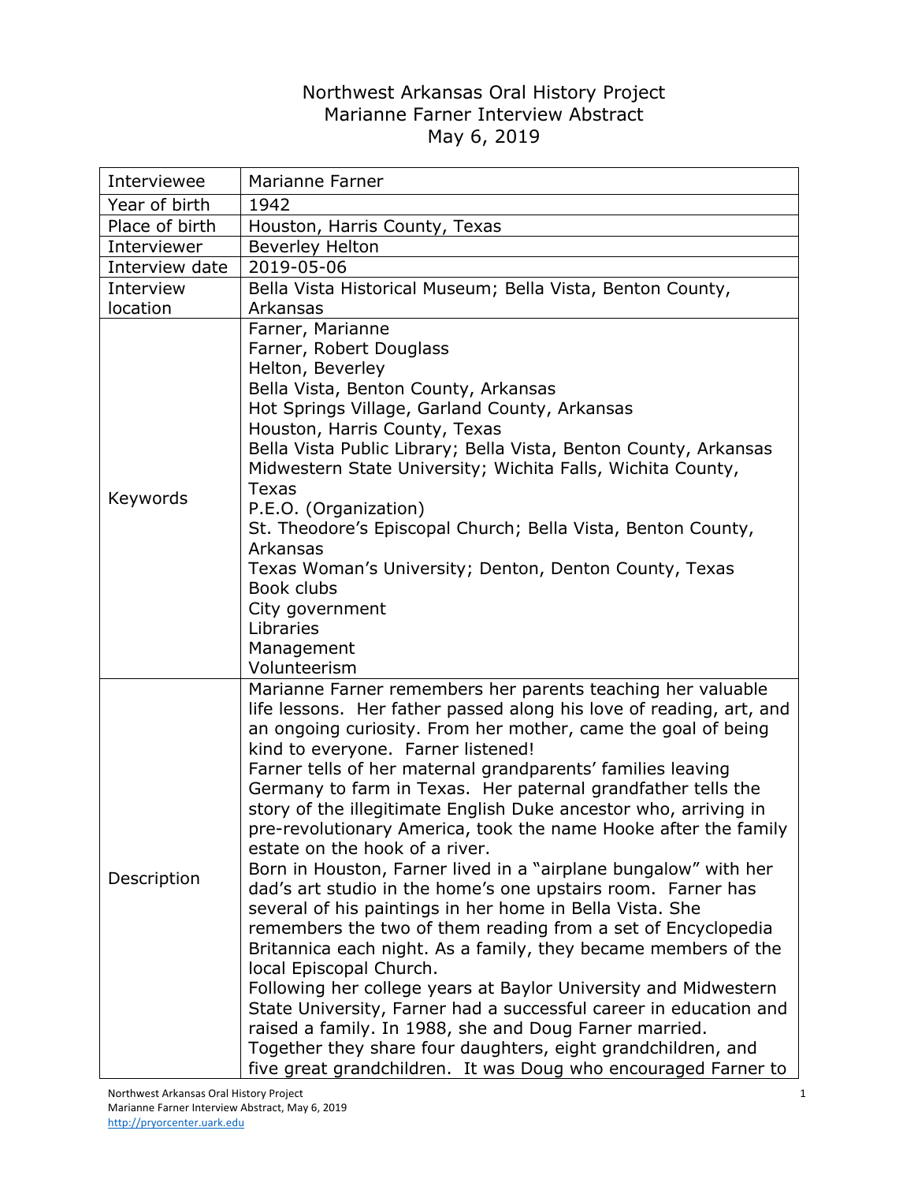# Northwest Arkansas Oral History Project
## Marianne Farner Interview Abstract
### May 6, 2019

| | |
|---|---|
| Interviewee | Marianne Farner |
| Year of birth | 1942 |
| Place of birth | Houston, Harris County, Texas |
| Interviewer | Beverley Helton |
| Interview date | 2019-05-06 |
| Interview location | Bella Vista Historical Museum; Bella Vista, Benton County, Arkansas |
| Keywords | Farner, Marianne<br>Farner, Robert Douglass<br>Helton, Beverley<br>Bella Vista, Benton County, Arkansas<br>Hot Springs Village, Garland County, Arkansas<br>Houston, Harris County, Texas<br>Bella Vista Public Library; Bella Vista, Benton County, Arkansas<br>Midwestern State University; Wichita Falls, Wichita County, Texas<br>P.E.O. (Organization)<br>St. Theodore's Episcopal Church; Bella Vista, Benton County, Arkansas<br>Texas Woman's University; Denton, Denton County, Texas<br>Book clubs<br>City government<br>Libraries<br>Management<br>Volunteerism |
| Description | Marianne Farner remembers her parents teaching her valuable life lessons. Her father passed along his love of reading, art, and an ongoing curiosity. From her mother, came the goal of being kind to everyone. Farner listened!<br>Farner tells of her maternal grandparents' families leaving Germany to farm in Texas. Her paternal grandfather tells the story of the illegitimate English Duke ancestor who, arriving in pre-revolutionary America, took the name Hooke after the family estate on the hook of a river.<br>Born in Houston, Farner lived in a "airplane bungalow" with her dad's art studio in the home's one upstairs room. Farner has several of his paintings in her home in Bella Vista. She remembers the two of them reading from a set of Encyclopedia Britannica each night. As a family, they became members of the local Episcopal Church.<br>Following her college years at Baylor University and Midwestern State University, Farner had a successful career in education and raised a family. In 1988, she and Doug Farner married. Together they share four daughters, eight grandchildren, and five great grandchildren. It was Doug who encouraged Farner to |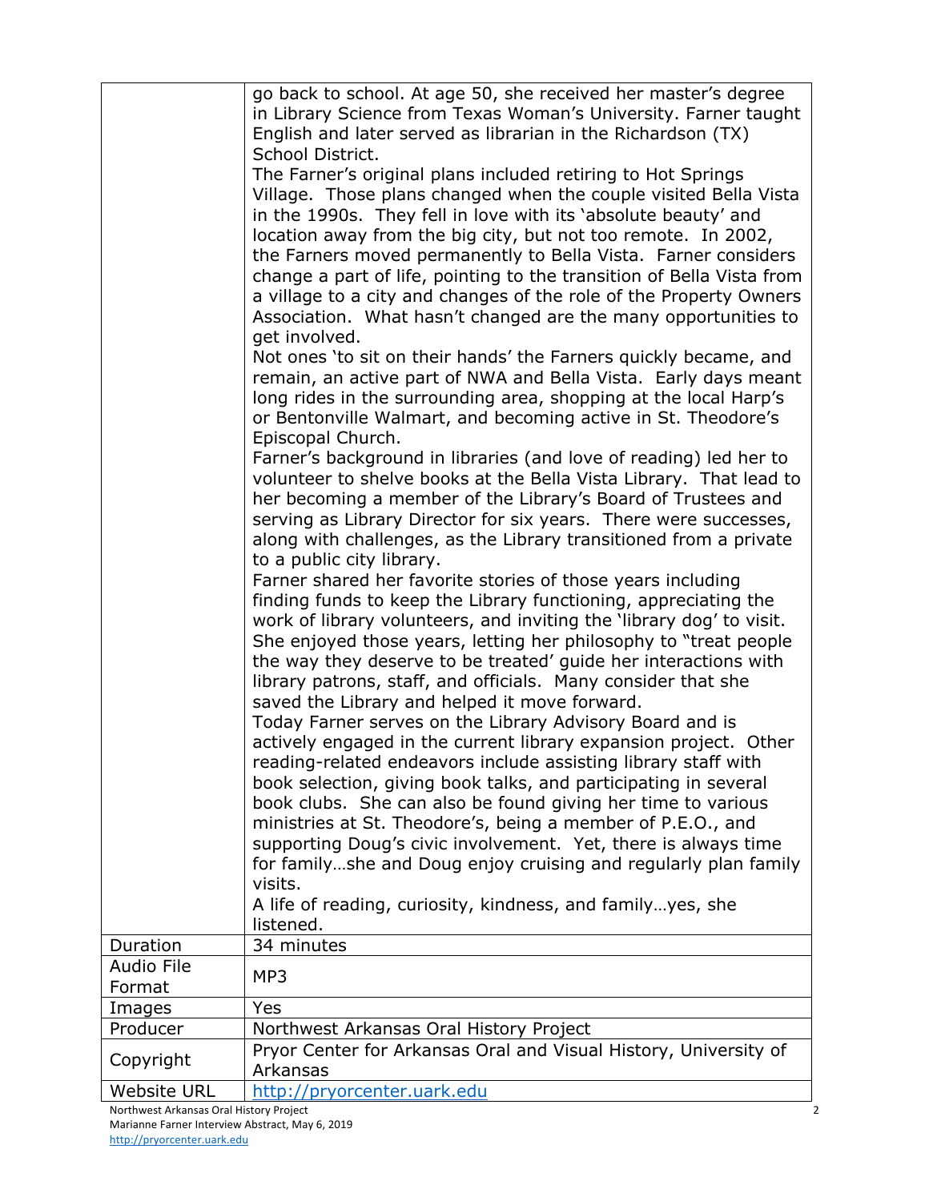| | |
|---|---|
| | go back to school. At age 50, she received her master's degree in Library Science from Texas Woman's University. Farner taught English and later served as librarian in the Richardson (TX) School District.<br>The Farner's original plans included retiring to Hot Springs Village. Those plans changed when the couple visited Bella Vista in the 1990s. They fell in love with its 'absolute beauty' and location away from the big city, but not too remote. In 2002, the Farners moved permanently to Bella Vista. Farner considers change a part of life, pointing to the transition of Bella Vista from a village to a city and changes of the role of the Property Owners Association. What hasn't changed are the many opportunities to get involved.<br>Not ones 'to sit on their hands' the Farners quickly became, and remain, an active part of NWA and Bella Vista. Early days meant long rides in the surrounding area, shopping at the local Harp's or Bentonville Walmart, and becoming active in St. Theodore's Episcopal Church.<br>Farner's background in libraries (and love of reading) led her to volunteer to shelve books at the Bella Vista Library. That lead to her becoming a member of the Library's Board of Trustees and serving as Library Director for six years. There were successes, along with challenges, as the Library transitioned from a private to a public city library.<br>Farner shared her favorite stories of those years including finding funds to keep the Library functioning, appreciating the work of library volunteers, and inviting the 'library dog' to visit. She enjoyed those years, letting her philosophy to "treat people the way they deserve to be treated' guide her interactions with library patrons, staff, and officials. Many consider that she saved the Library and helped it move forward.<br>Today Farner serves on the Library Advisory Board and is actively engaged in the current library expansion project. Other reading-related endeavors include assisting library staff with book selection, giving book talks, and participating in several book clubs. She can also be found giving her time to various ministries at St. Theodore's, being a member of P.E.O., and supporting Doug's civic involvement. Yet, there is always time for family…she and Doug enjoy cruising and regularly plan family visits.<br>A life of reading, curiosity, kindness, and family…yes, she listened. |
| Duration | 34 minutes |
| Audio File Format | MP3 |
| Images | Yes |
| Producer | Northwest Arkansas Oral History Project |
| Copyright | Pryor Center for Arkansas Oral and Visual History, University of Arkansas |
| Website URL | http://pryorcenter.uark.edu |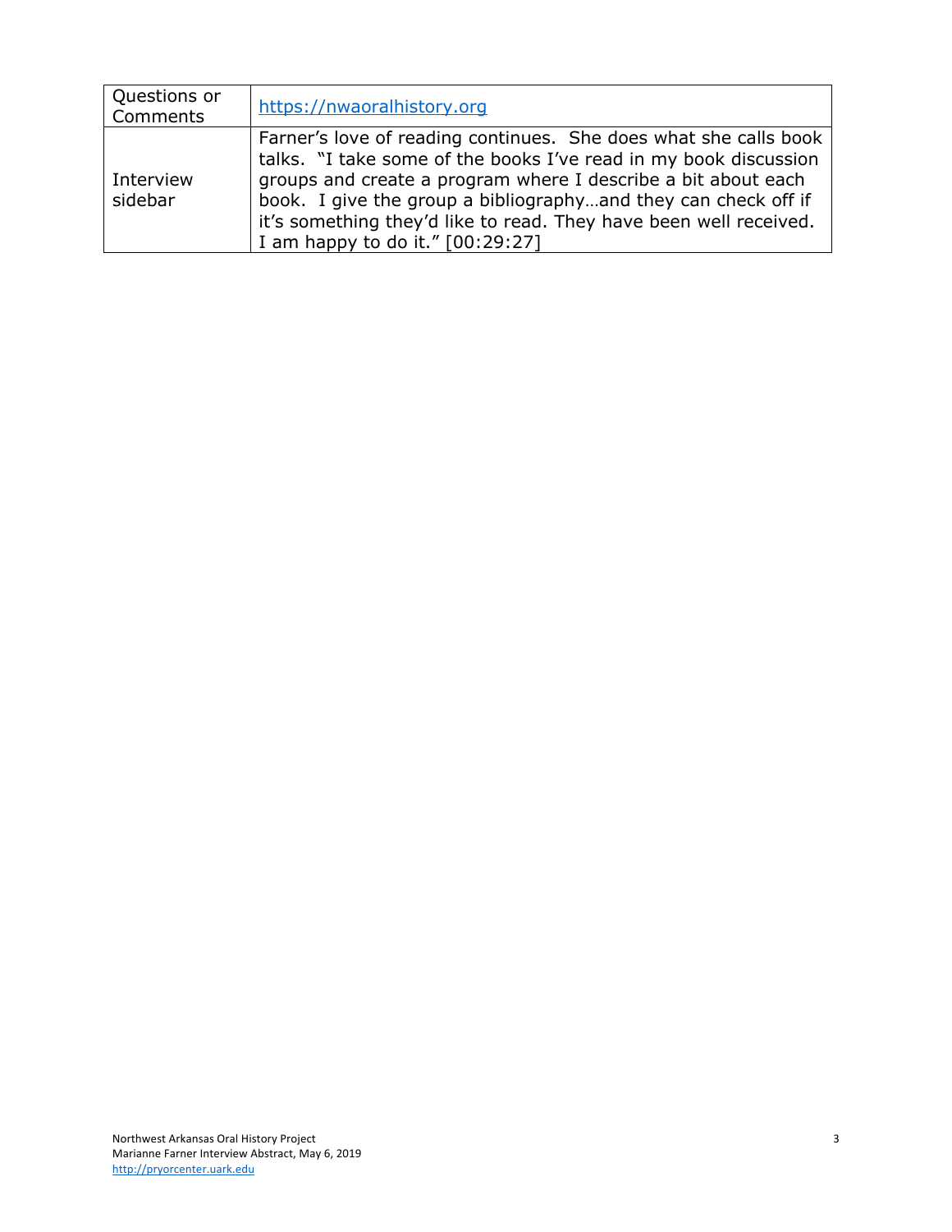| | |
|---|---|
| Questions or Comments | https://nwaoralhistory.org |
| Interview sidebar | Farner's love of reading continues. She does what she calls book talks. "I take some of the books I've read in my book discussion groups and create a program where I describe a bit about each book. I give the group a bibliography…and they can check off if it's something they'd like to read. They have been well received. I am happy to do it." [00:29:27] |